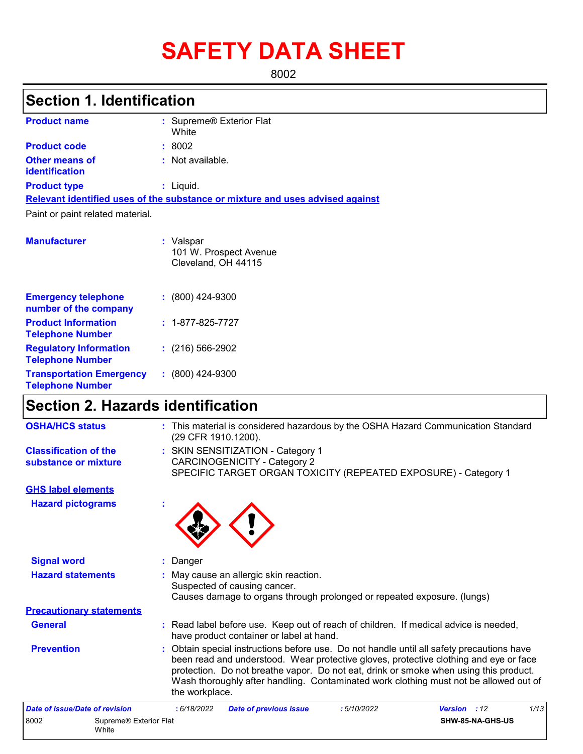# SAFETY DATA SHEET

8002

## Section 1. Identification

**Product name** : Supreme® Exterior Flat White

**Product code** : 8002

**Other means of identification** : Not available.

**Product type** : Liquid.

**Relevant identified uses of the substance or mixture and uses advised against**

Paint or paint related material.

**Manufacturer** : Valspar
101 W. Prospect Avenue
Cleveland, OH 44115

**Emergency telephone number of the company** : (800) 424-9300

**Product Information Telephone Number** : 1-877-825-7727

**Regulatory Information Telephone Number** : (216) 566-2902

**Transportation Emergency Telephone Number** : (800) 424-9300

## Section 2. Hazards identification

**OSHA/HCS status** : This material is considered hazardous by the OSHA Hazard Communication Standard (29 CFR 1910.1200).

**Classification of the substance or mixture** : SKIN SENSITIZATION - Category 1
CARCINOGENICITY - Category 2
SPECIFIC TARGET ORGAN TOXICITY (REPEATED EXPOSURE) - Category 1

**GHS label elements**

**Hazard pictograms** :

**Signal word** : Danger

**Hazard statements** : May cause an allergic skin reaction.
Suspected of causing cancer.
Causes damage to organs through prolonged or repeated exposure. (lungs)

**Precautionary statements**

**General** : Read label before use. Keep out of reach of children. If medical advice is needed, have product container or label at hand.

**Prevention** : Obtain special instructions before use. Do not handle until all safety precautions have been read and understood. Wear protective gloves, protective clothing and eye or face protection. Do not breathe vapor. Do not eat, drink or smoke when using this product. Wash thoroughly after handling. Contaminated work clothing must not be allowed out of the workplace.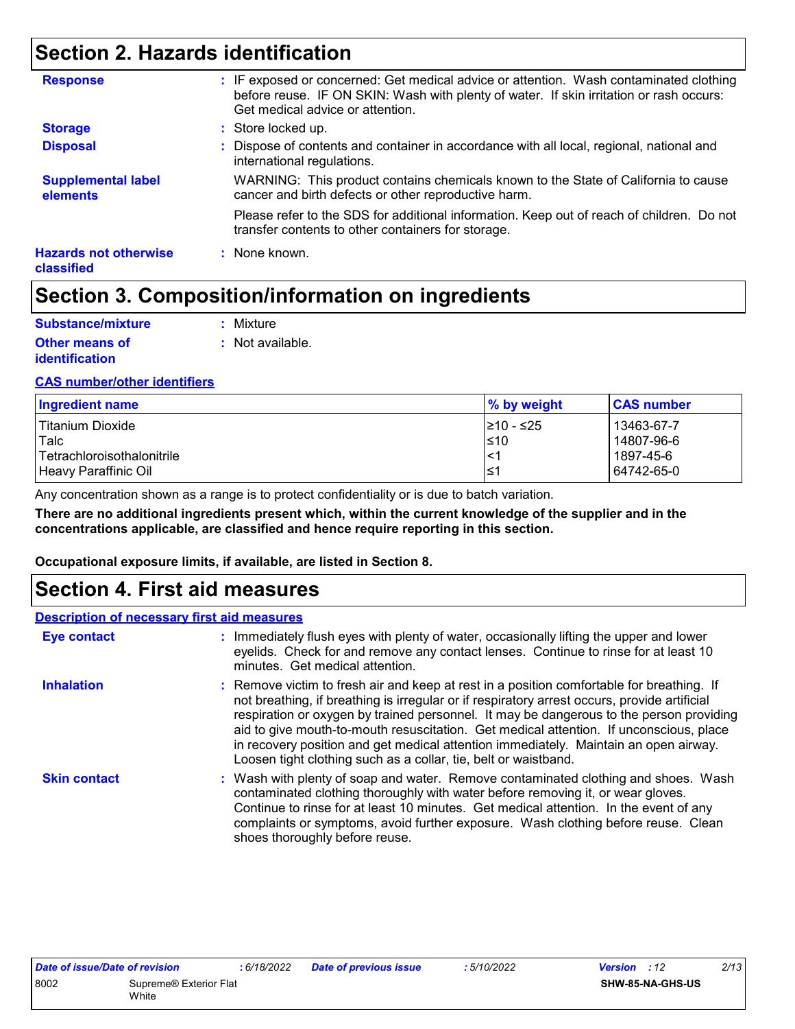## Section 2. Hazards identification

**Response** : IF exposed or concerned: Get medical advice or attention. Wash contaminated clothing before reuse. IF ON SKIN: Wash with plenty of water. If skin irritation or rash occurs: Get medical advice or attention.

**Storage** : Store locked up.

**Disposal** : Dispose of contents and container in accordance with all local, regional, national and international regulations.

**Supplemental label elements** WARNING: This product contains chemicals known to the State of California to cause cancer and birth defects or other reproductive harm.

Please refer to the SDS for additional information. Keep out of reach of children. Do not transfer contents to other containers for storage.

**Hazards not otherwise classified** : None known.

## Section 3. Composition/information on ingredients

**Substance/mixture** : Mixture

**Other means of identification** : Not available.

**CAS number/other identifiers**

| Ingredient name | % by weight | CAS number |
| --- | --- | --- |
| Titanium Dioxide | ≥10 - ≤25 | 13463-67-7 |
| Talc | ≤10 | 14807-96-6 |
| Tetrachloroisothalonitrile | <1 | 1897-45-6 |
| Heavy Paraffinic Oil | ≤1 | 64742-65-0 |

Any concentration shown as a range is to protect confidentiality or is due to batch variation.

**There are no additional ingredients present which, within the current knowledge of the supplier and in the concentrations applicable, are classified and hence require reporting in this section.**

**Occupational exposure limits, if available, are listed in Section 8.**

## Section 4. First aid measures

**Description of necessary first aid measures**

**Eye contact** : Immediately flush eyes with plenty of water, occasionally lifting the upper and lower eyelids. Check for and remove any contact lenses. Continue to rinse for at least 10 minutes. Get medical attention.

**Inhalation** : Remove victim to fresh air and keep at rest in a position comfortable for breathing. If not breathing, if breathing is irregular or if respiratory arrest occurs, provide artificial respiration or oxygen by trained personnel. It may be dangerous to the person providing aid to give mouth-to-mouth resuscitation. Get medical attention. If unconscious, place in recovery position and get medical attention immediately. Maintain an open airway. Loosen tight clothing such as a collar, tie, belt or waistband.

**Skin contact** : Wash with plenty of soap and water. Remove contaminated clothing and shoes. Wash contaminated clothing thoroughly with water before removing it, or wear gloves. Continue to rinse for at least 10 minutes. Get medical attention. In the event of any complaints or symptoms, avoid further exposure. Wash clothing before reuse. Clean shoes thoroughly before reuse.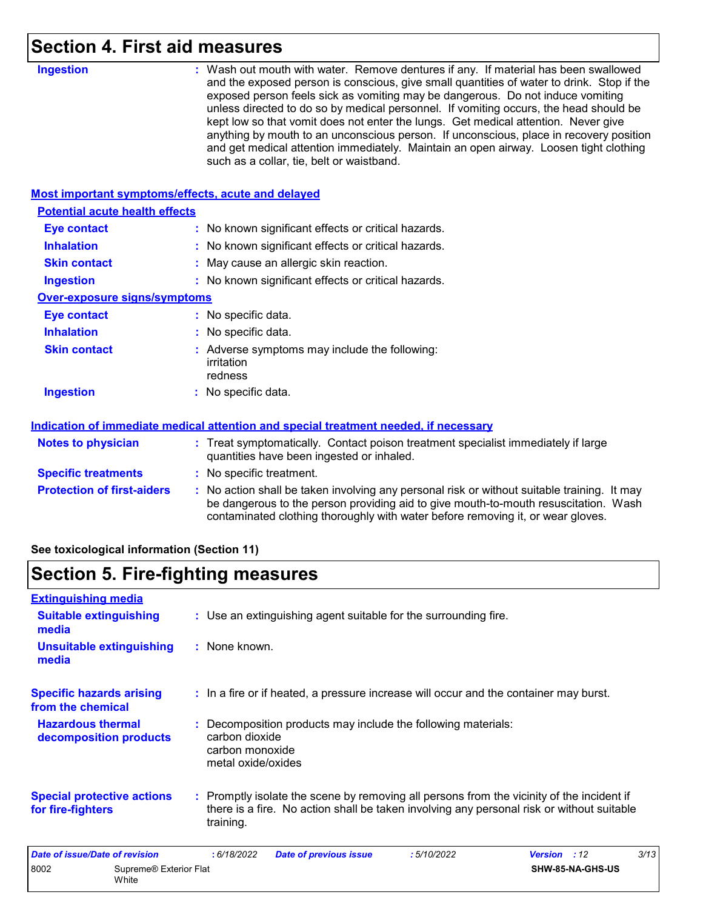## Section 4. First aid measures

**Ingestion** : Wash out mouth with water. Remove dentures if any. If material has been swallowed and the exposed person is conscious, give small quantities of water to drink. Stop if the exposed person feels sick as vomiting may be dangerous. Do not induce vomiting unless directed to do so by medical personnel. If vomiting occurs, the head should be kept low so that vomit does not enter the lungs. Get medical attention. Never give anything by mouth to an unconscious person. If unconscious, place in recovery position and get medical attention immediately. Maintain an open airway. Loosen tight clothing such as a collar, tie, belt or waistband.

### Most important symptoms/effects, acute and delayed

#### Potential acute health effects

**Eye contact** : No known significant effects or critical hazards.

**Inhalation** : No known significant effects or critical hazards.

**Skin contact** : May cause an allergic skin reaction.

**Ingestion** : No known significant effects or critical hazards.

#### Over-exposure signs/symptoms

**Eye contact** : No specific data.

**Inhalation** : No specific data.

**Skin contact** : Adverse symptoms may include the following:
irritation
redness

**Ingestion** : No specific data.

### Indication of immediate medical attention and special treatment needed, if necessary

**Notes to physician** : Treat symptomatically. Contact poison treatment specialist immediately if large quantities have been ingested or inhaled.

**Specific treatments** : No specific treatment.

**Protection of first-aiders** : No action shall be taken involving any personal risk or without suitable training. It may be dangerous to the person providing aid to give mouth-to-mouth resuscitation. Wash contaminated clothing thoroughly with water before removing it, or wear gloves.

**See toxicological information (Section 11)**

## Section 5. Fire-fighting measures

### Extinguishing media

**Suitable extinguishing media** : Use an extinguishing agent suitable for the surrounding fire.

**Unsuitable extinguishing media** : None known.

**Specific hazards arising from the chemical** : In a fire or if heated, a pressure increase will occur and the container may burst.

**Hazardous thermal decomposition products** : Decomposition products may include the following materials:
carbon dioxide
carbon monoxide
metal oxide/oxides

**Special protective actions for fire-fighters** : Promptly isolate the scene by removing all persons from the vicinity of the incident if there is a fire. No action shall be taken involving any personal risk or without suitable training.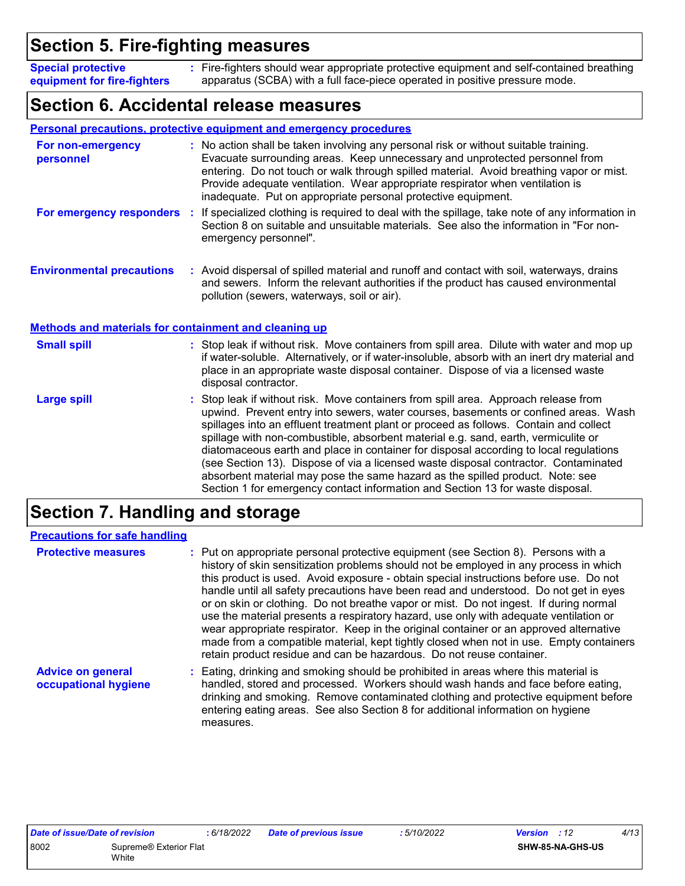## Section 5. Fire-fighting measures

**Special protective equipment for fire-fighters** : Fire-fighters should wear appropriate protective equipment and self-contained breathing apparatus (SCBA) with a full face-piece operated in positive pressure mode.

## Section 6. Accidental release measures

### Personal precautions, protective equipment and emergency procedures

**For non-emergency personnel** : No action shall be taken involving any personal risk or without suitable training. Evacuate surrounding areas. Keep unnecessary and unprotected personnel from entering. Do not touch or walk through spilled material. Avoid breathing vapor or mist. Provide adequate ventilation. Wear appropriate respirator when ventilation is inadequate. Put on appropriate personal protective equipment.

**For emergency responders** : If specialized clothing is required to deal with the spillage, take note of any information in Section 8 on suitable and unsuitable materials. See also the information in "For non-emergency personnel".

**Environmental precautions** : Avoid dispersal of spilled material and runoff and contact with soil, waterways, drains and sewers. Inform the relevant authorities if the product has caused environmental pollution (sewers, waterways, soil or air).

### Methods and materials for containment and cleaning up

**Small spill** : Stop leak if without risk. Move containers from spill area. Dilute with water and mop up if water-soluble. Alternatively, or if water-insoluble, absorb with an inert dry material and place in an appropriate waste disposal container. Dispose of via a licensed waste disposal contractor.

**Large spill** : Stop leak if without risk. Move containers from spill area. Approach release from upwind. Prevent entry into sewers, water courses, basements or confined areas. Wash spillages into an effluent treatment plant or proceed as follows. Contain and collect spillage with non-combustible, absorbent material e.g. sand, earth, vermiculite or diatomaceous earth and place in container for disposal according to local regulations (see Section 13). Dispose of via a licensed waste disposal contractor. Contaminated absorbent material may pose the same hazard as the spilled product. Note: see Section 1 for emergency contact information and Section 13 for waste disposal.

## Section 7. Handling and storage

### Precautions for safe handling

**Protective measures** : Put on appropriate personal protective equipment (see Section 8). Persons with a history of skin sensitization problems should not be employed in any process in which this product is used. Avoid exposure - obtain special instructions before use. Do not handle until all safety precautions have been read and understood. Do not get in eyes or on skin or clothing. Do not breathe vapor or mist. Do not ingest. If during normal use the material presents a respiratory hazard, use only with adequate ventilation or wear appropriate respirator. Keep in the original container or an approved alternative made from a compatible material, kept tightly closed when not in use. Empty containers retain product residue and can be hazardous. Do not reuse container.

**Advice on general occupational hygiene** : Eating, drinking and smoking should be prohibited in areas where this material is handled, stored and processed. Workers should wash hands and face before eating, drinking and smoking. Remove contaminated clothing and protective equipment before entering eating areas. See also Section 8 for additional information on hygiene measures.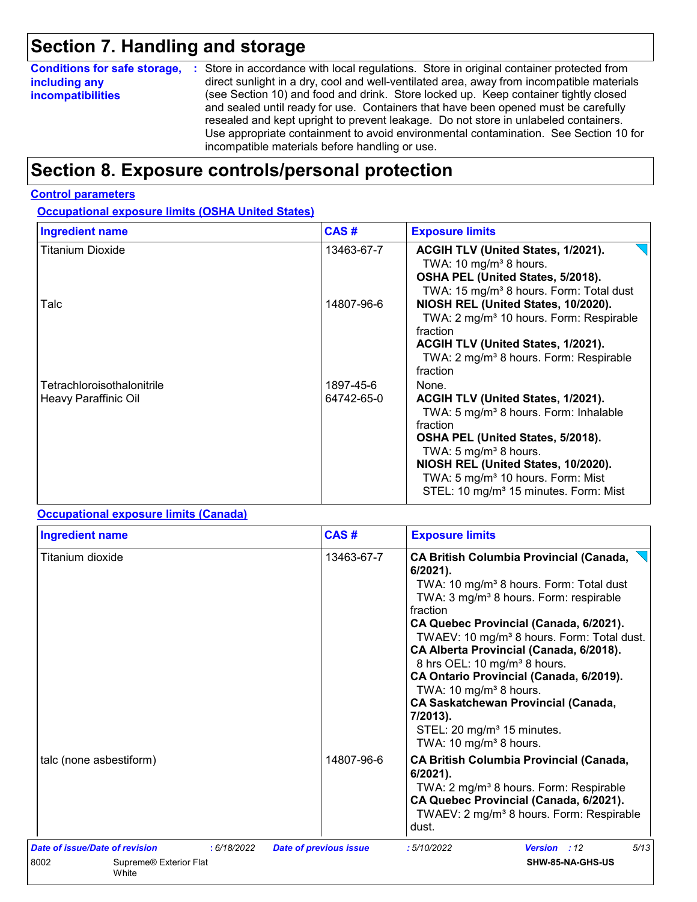## Section 7. Handling and storage

**Conditions for safe storage, including any incompatibilities** : Store in accordance with local regulations. Store in original container protected from direct sunlight in a dry, cool and well-ventilated area, away from incompatible materials (see Section 10) and food and drink. Store locked up. Keep container tightly closed and sealed until ready for use. Containers that have been opened must be carefully resealed and kept upright to prevent leakage. Do not store in unlabeled containers. Use appropriate containment to avoid environmental contamination. See Section 10 for incompatible materials before handling or use.

## Section 8. Exposure controls/personal protection

### Control parameters

#### Occupational exposure limits (OSHA United States)

| Ingredient name | CAS # | Exposure limits |
|---|---|---|
| Titanium Dioxide | 13463-67-7 | **ACGIH TLV (United States, 1/2021).** TWA: 10 mg/m³ 8 hours. **OSHA PEL (United States, 5/2018).** TWA: 15 mg/m³ 8 hours. Form: Total dust |
| Talc | 14807-96-6 | **NIOSH REL (United States, 10/2020).** TWA: 2 mg/m³ 10 hours. Form: Respirable fraction **ACGIH TLV (United States, 1/2021).** TWA: 2 mg/m³ 8 hours. Form: Respirable fraction |
| Tetrachloroisothalonitrile | 1897-45-6 | None. |
| Heavy Paraffinic Oil | 64742-65-0 | **ACGIH TLV (United States, 1/2021).** TWA: 5 mg/m³ 8 hours. Form: Inhalable fraction **OSHA PEL (United States, 5/2018).** TWA: 5 mg/m³ 8 hours. **NIOSH REL (United States, 10/2020).** TWA: 5 mg/m³ 10 hours. Form: Mist STEL: 10 mg/m³ 15 minutes. Form: Mist |

#### Occupational exposure limits (Canada)

| Ingredient name | CAS # | Exposure limits |
|---|---|---|
| Titanium dioxide | 13463-67-7 | **CA British Columbia Provincial (Canada, 6/2021).** TWA: 10 mg/m³ 8 hours. Form: Total dust TWA: 3 mg/m³ 8 hours. Form: respirable fraction **CA Quebec Provincial (Canada, 6/2021).** TWAEV: 10 mg/m³ 8 hours. Form: Total dust. **CA Alberta Provincial (Canada, 6/2018).** 8 hrs OEL: 10 mg/m³ 8 hours. **CA Ontario Provincial (Canada, 6/2019).** TWA: 10 mg/m³ 8 hours. **CA Saskatchewan Provincial (Canada, 7/2013).** STEL: 20 mg/m³ 15 minutes. TWA: 10 mg/m³ 8 hours. |
| talc (none asbestiform) | 14807-96-6 | **CA British Columbia Provincial (Canada, 6/2021).** TWA: 2 mg/m³ 8 hours. Form: Respirable **CA Quebec Provincial (Canada, 6/2021).** TWAEV: 2 mg/m³ 8 hours. Form: Respirable dust. |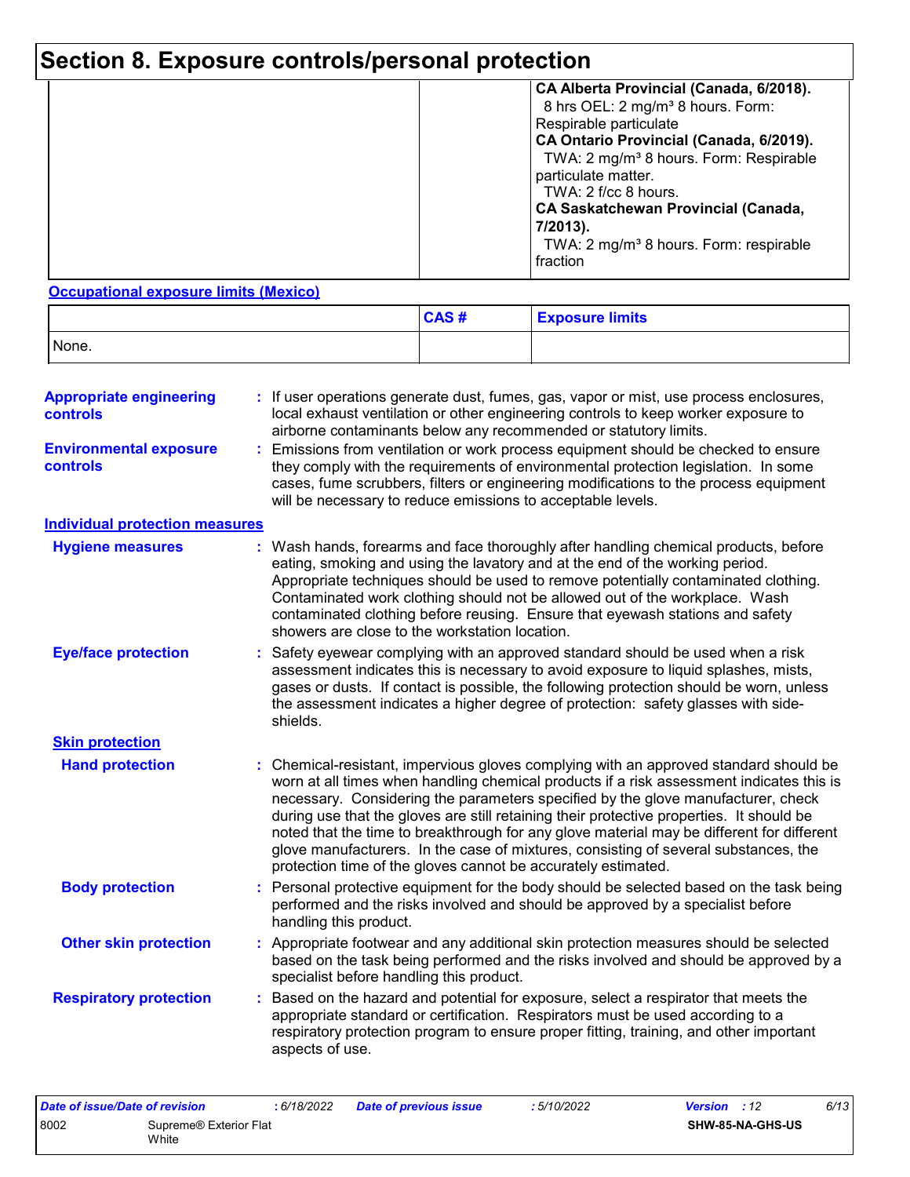# Section 8. Exposure controls/personal protection

| | | |
|---|---|---|
| | | **CA Alberta Provincial (Canada, 6/2018).**<br>8 hrs OEL: 2 mg/m³ 8 hours. Form: Respirable particulate<br>**CA Ontario Provincial (Canada, 6/2019).**<br>TWA: 2 mg/m³ 8 hours. Form: Respirable particulate matter.<br>TWA: 2 f/cc 8 hours.<br>**CA Saskatchewan Provincial (Canada, 7/2013).**<br>TWA: 2 mg/m³ 8 hours. Form: respirable fraction |

**Occupational exposure limits (Mexico)**

| | CAS # | Exposure limits |
|---|---|---|
| None. | | |

**Appropriate engineering controls** : If user operations generate dust, fumes, gas, vapor or mist, use process enclosures, local exhaust ventilation or other engineering controls to keep worker exposure to airborne contaminants below any recommended or statutory limits.

**Environmental exposure controls** : Emissions from ventilation or work process equipment should be checked to ensure they comply with the requirements of environmental protection legislation. In some cases, fume scrubbers, filters or engineering modifications to the process equipment will be necessary to reduce emissions to acceptable levels.

**Individual protection measures**

**Hygiene measures** : Wash hands, forearms and face thoroughly after handling chemical products, before eating, smoking and using the lavatory and at the end of the working period. Appropriate techniques should be used to remove potentially contaminated clothing. Contaminated work clothing should not be allowed out of the workplace. Wash contaminated clothing before reusing. Ensure that eyewash stations and safety showers are close to the workstation location.

**Eye/face protection** : Safety eyewear complying with an approved standard should be used when a risk assessment indicates this is necessary to avoid exposure to liquid splashes, mists, gases or dusts. If contact is possible, the following protection should be worn, unless the assessment indicates a higher degree of protection: safety glasses with side-shields.

**Skin protection**

**Hand protection** : Chemical-resistant, impervious gloves complying with an approved standard should be worn at all times when handling chemical products if a risk assessment indicates this is necessary. Considering the parameters specified by the glove manufacturer, check during use that the gloves are still retaining their protective properties. It should be noted that the time to breakthrough for any glove material may be different for different glove manufacturers. In the case of mixtures, consisting of several substances, the protection time of the gloves cannot be accurately estimated.

**Body protection** : Personal protective equipment for the body should be selected based on the task being performed and the risks involved and should be approved by a specialist before handling this product.

**Other skin protection** : Appropriate footwear and any additional skin protection measures should be selected based on the task being performed and the risks involved and should be approved by a specialist before handling this product.

**Respiratory protection** : Based on the hazard and potential for exposure, select a respirator that meets the appropriate standard or certification. Respirators must be used according to a respiratory protection program to ensure proper fitting, training, and other important aspects of use.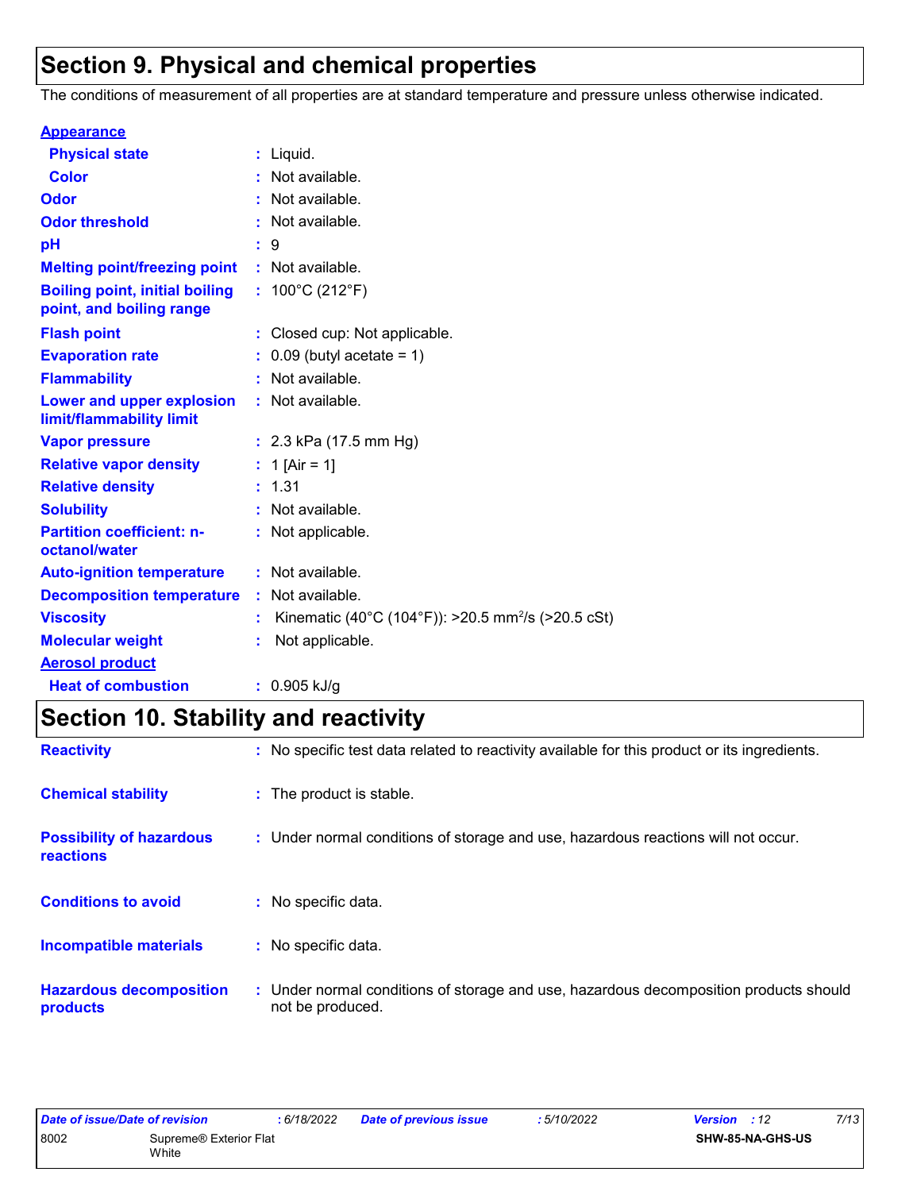## Section 9. Physical and chemical properties

The conditions of measurement of all properties are at standard temperature and pressure unless otherwise indicated.

| Property | Value |
|---|---|
| **Appearance** | |
| **Physical state** | Liquid. |
| **Color** | Not available. |
| **Odor** | Not available. |
| **Odor threshold** | Not available. |
| **pH** | 9 |
| **Melting point/freezing point** | Not available. |
| **Boiling point, initial boiling point, and boiling range** | 100°C (212°F) |
| **Flash point** | Closed cup: Not applicable. |
| **Evaporation rate** | 0.09 (butyl acetate = 1) |
| **Flammability** | Not available. |
| **Lower and upper explosion limit/flammability limit** | Not available. |
| **Vapor pressure** | 2.3 kPa (17.5 mm Hg) |
| **Relative vapor density** | 1 [Air = 1] |
| **Relative density** | 1.31 |
| **Solubility** | Not available. |
| **Partition coefficient: n-octanol/water** | Not applicable. |
| **Auto-ignition temperature** | Not available. |
| **Decomposition temperature** | Not available. |
| **Viscosity** | Kinematic (40°C (104°F)): >20.5 $mm^2/s$ (>20.5 cSt) |
| **Molecular weight** | Not applicable. |
| **Aerosol product** | |
| **Heat of combustion** | 0.905 kJ/g |

## Section 10. Stability and reactivity

| Property | Value |
|---|---|
| **Reactivity** | No specific test data related to reactivity available for this product or its ingredients. |
| **Chemical stability** | The product is stable. |
| **Possibility of hazardous reactions** | Under normal conditions of storage and use, hazardous reactions will not occur. |
| **Conditions to avoid** | No specific data. |
| **Incompatible materials** | No specific data. |
| **Hazardous decomposition products** | Under normal conditions of storage and use, hazardous decomposition products should not be produced. |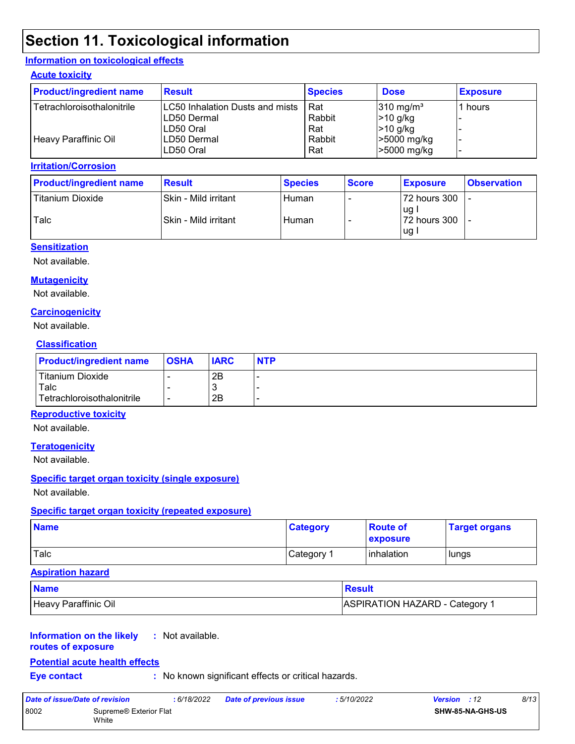# Section 11. Toxicological information

## Information on toxicological effects

### Acute toxicity

| Product/ingredient name | Result | Species | Dose | Exposure |
|---|---|---|---|---|
| Tetrachloroisothalonitrile | LC50 Inhalation Dusts and mists | Rat | 310 mg/m³ | 1 hours |
| | LD50 Dermal | Rabbit | >10 g/kg | - |
| | LD50 Oral | Rat | >10 g/kg | - |
| Heavy Paraffinic Oil | LD50 Dermal | Rabbit | >5000 mg/kg | - |
| | LD50 Oral | Rat | >5000 mg/kg | - |

### Irritation/Corrosion

| Product/ingredient name | Result | Species | Score | Exposure | Observation |
|---|---|---|---|---|---|
| Titanium Dioxide | Skin - Mild irritant | Human | - | 72 hours 300 ug I | - |
| Talc | Skin - Mild irritant | Human | - | 72 hours 300 ug I | - |

### Sensitization

Not available.

### Mutagenicity

Not available.

### Carcinogenicity

Not available.

### Classification

| Product/ingredient name | OSHA | IARC | NTP |
|---|---|---|---|
| Titanium Dioxide | - | 2B | - |
| Talc | - | 3 | - |
| Tetrachloroisothalonitrile | - | 2B | - |

### Reproductive toxicity

Not available.

### Teratogenicity

Not available.

### Specific target organ toxicity (single exposure)

Not available.

### Specific target organ toxicity (repeated exposure)

| Name | Category | Route of exposure | Target organs |
|---|---|---|---|
| Talc | Category 1 | inhalation | lungs |

### Aspiration hazard

| Name | Result |
|---|---|
| Heavy Paraffinic Oil | ASPIRATION HAZARD - Category 1 |

**Information on the likely routes of exposure** : Not available.

### Potential acute health effects

**Eye contact** : No known significant effects or critical hazards.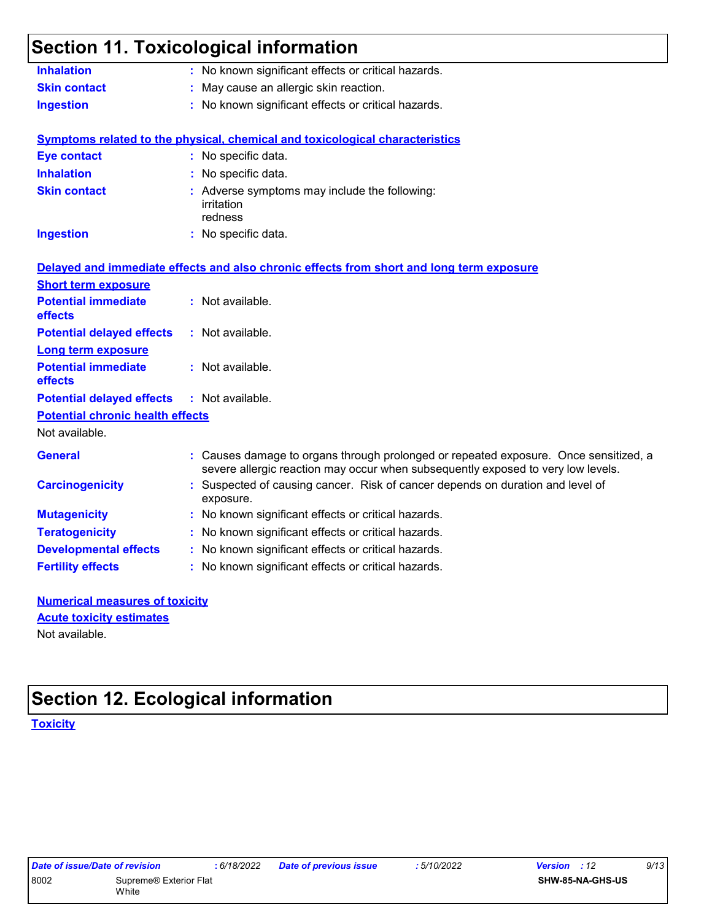## Section 11. Toxicological information

**Inhalation** : No known significant effects or critical hazards.

**Skin contact** : May cause an allergic skin reaction.

**Ingestion** : No known significant effects or critical hazards.

**Symptoms related to the physical, chemical and toxicological characteristics**

**Eye contact** : No specific data.

**Inhalation** : No specific data.

**Skin contact** : Adverse symptoms may include the following:
irritation
redness

**Ingestion** : No specific data.

**Delayed and immediate effects and also chronic effects from short and long term exposure**

**Short term exposure**

**Potential immediate effects** : Not available.

**Potential delayed effects** : Not available.

**Long term exposure**

**Potential immediate effects** : Not available.

**Potential delayed effects** : Not available.

**Potential chronic health effects**

Not available.

**General** : Causes damage to organs through prolonged or repeated exposure. Once sensitized, a severe allergic reaction may occur when subsequently exposed to very low levels.

**Carcinogenicity** : Suspected of causing cancer. Risk of cancer depends on duration and level of exposure.

**Mutagenicity** : No known significant effects or critical hazards.

**Teratogenicity** : No known significant effects or critical hazards.

**Developmental effects** : No known significant effects or critical hazards.

**Fertility effects** : No known significant effects or critical hazards.

**Numerical measures of toxicity**

**Acute toxicity estimates**

Not available.

## Section 12. Ecological information

**Toxicity**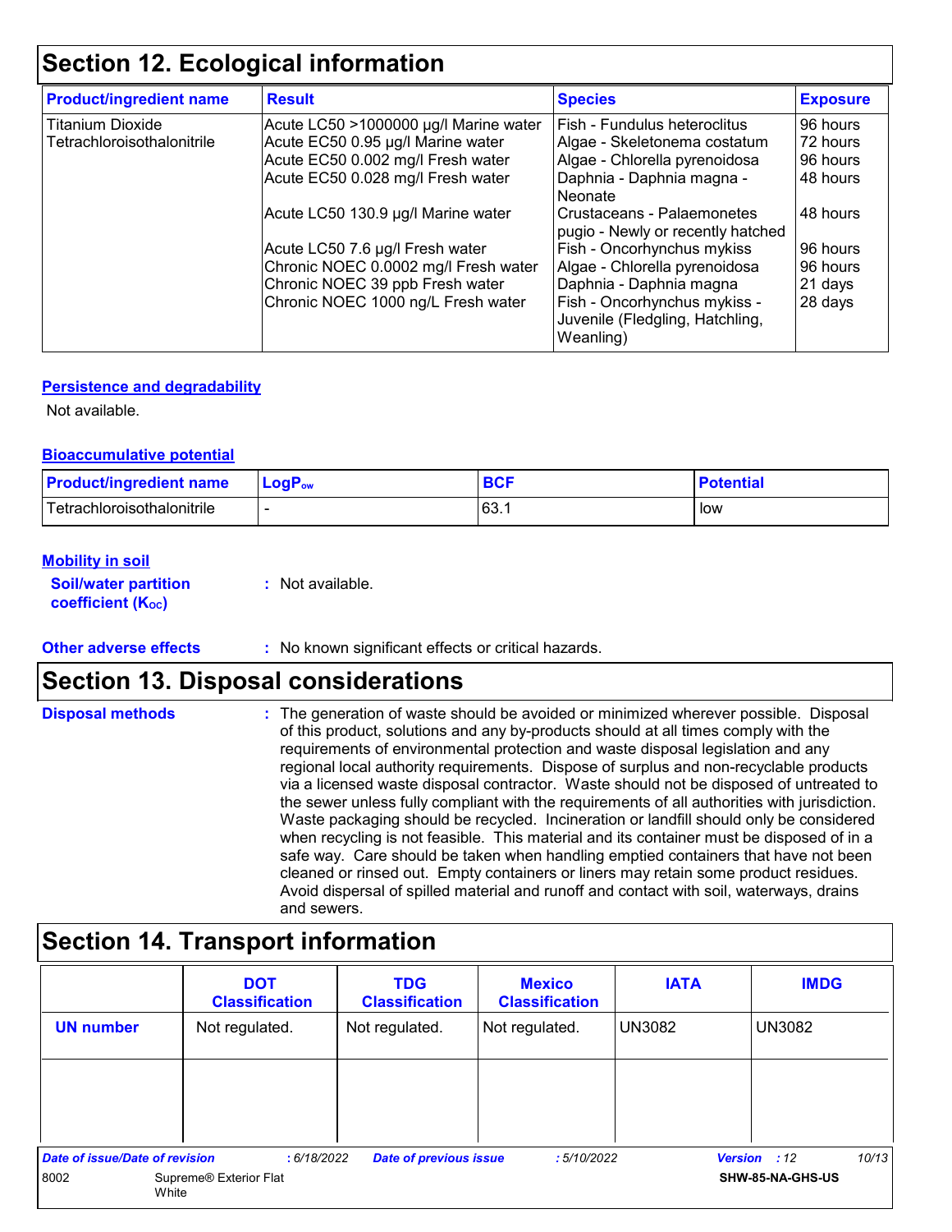## Section 12. Ecological information

| Product/ingredient name | Result | Species | Exposure |
|---|---|---|---|
| Titanium Dioxide | Acute LC50 >1000000 µg/l Marine water | Fish - Fundulus heteroclitus | 96 hours |
| Tetrachloroisothalonitrile | Acute EC50 0.95 µg/l Marine water | Algae - Skeletonema costatum | 72 hours |
| | Acute EC50 0.002 mg/l Fresh water | Algae - Chlorella pyrenoidosa | 96 hours |
| | Acute EC50 0.028 mg/l Fresh water | Daphnia - Daphnia magna - Neonate | 48 hours |
| | Acute LC50 130.9 µg/l Marine water | Crustaceans - Palaemonetes pugio - Newly or recently hatched | 48 hours |
| | Acute LC50 7.6 µg/l Fresh water | Fish - Oncorhynchus mykiss | 96 hours |
| | Chronic NOEC 0.0002 mg/l Fresh water | Algae - Chlorella pyrenoidosa | 96 hours |
| | Chronic NOEC 39 ppb Fresh water | Daphnia - Daphnia magna | 21 days |
| | Chronic NOEC 1000 ng/L Fresh water | Fish - Oncorhynchus mykiss - Juvenile (Fledgling, Hatchling, Weanling) | 28 days |

### Persistence and degradability

Not available.

### Bioaccumulative potential

| Product/ingredient name | $LogP_{ow}$ | BCF | Potential |
|---|---|---|---|
| Tetrachloroisothalonitrile | - | 63.1 | low |

### Mobility in soil

**Soil/water partition coefficient ($K_{OC}$)** : Not available.

**Other adverse effects** : No known significant effects or critical hazards.

## Section 13. Disposal considerations

**Disposal methods** : The generation of waste should be avoided or minimized wherever possible. Disposal of this product, solutions and any by-products should at all times comply with the requirements of environmental protection and waste disposal legislation and any regional local authority requirements. Dispose of surplus and non-recyclable products via a licensed waste disposal contractor. Waste should not be disposed of untreated to the sewer unless fully compliant with the requirements of all authorities with jurisdiction. Waste packaging should be recycled. Incineration or landfill should only be considered when recycling is not feasible. This material and its container must be disposed of in a safe way. Care should be taken when handling emptied containers that have not been cleaned or rinsed out. Empty containers or liners may retain some product residues. Avoid dispersal of spilled material and runoff and contact with soil, waterways, drains and sewers.

## Section 14. Transport information

| | DOT Classification | TDG Classification | Mexico Classification | IATA | IMDG |
|---|---|---|---|---|---|
| UN number | Not regulated. | Not regulated. | Not regulated. | UN3082 | UN3082 |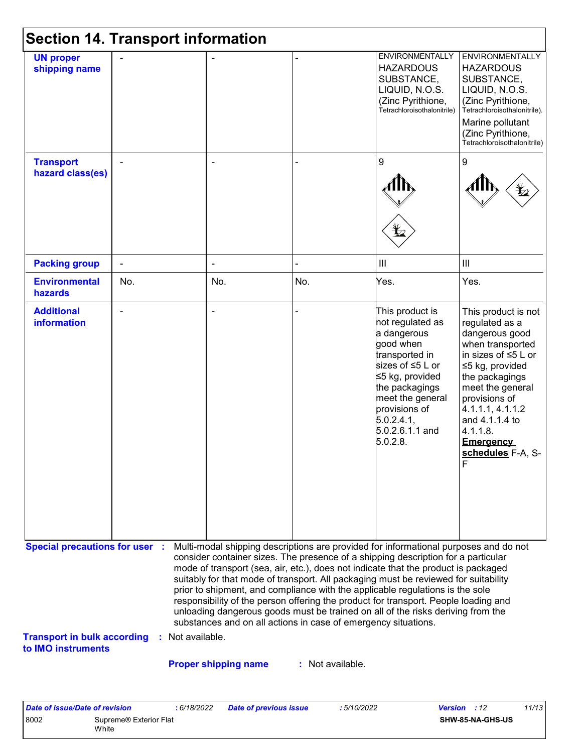# Section 14. Transport information

| | | | | | |
|---|---|---|---|---|---|
| **UN proper shipping name** | - | - | - | ENVIRONMENTALLY HAZARDOUS SUBSTANCE, LIQUID, N.O.S. (Zinc Pyrithione, Tetrachloroisothalonitrile) | ENVIRONMENTALLY HAZARDOUS SUBSTANCE, LIQUID, N.O.S. (Zinc Pyrithione, Tetrachloroisothalonitrile). Marine pollutant (Zinc Pyrithione, Tetrachloroisothalonitrile) |
| **Transport hazard class(es)** | - | - | - | 9 | 9 |
| **Packing group** | - | - | - | III | III |
| **Environmental hazards** | No. | No. | No. | Yes. | Yes. |
| **Additional information** | - | - | - | This product is not regulated as a dangerous good when transported in sizes of ≤5 L or ≤5 kg, provided the packagings meet the general provisions of 5.0.2.4.1, 5.0.2.6.1.1 and 5.0.2.8. | This product is not regulated as a dangerous good when transported in sizes of ≤5 L or ≤5 kg, provided the packagings meet the general provisions of 4.1.1.1, 4.1.1.2 and 4.1.1.4 to 4.1.1.8. **Emergency schedules** F-A, S-F |

**Special precautions for user** : Multi-modal shipping descriptions are provided for informational purposes and do not consider container sizes. The presence of a shipping description for a particular mode of transport (sea, air, etc.), does not indicate that the product is packaged suitably for that mode of transport. All packaging must be reviewed for suitability prior to shipment, and compliance with the applicable regulations is the sole responsibility of the person offering the product for transport. People loading and unloading dangerous goods must be trained on all of the risks deriving from the substances and on all actions in case of emergency situations.

**Transport in bulk according to IMO instruments** : Not available.

**Proper shipping name** : Not available.

| Date of issue/Date of revision | : 6/18/2022 | Date of previous issue | : 5/10/2022 | Version : 12 |
|---|---|---|---|---|
| 8002 | Supreme® Exterior Flat White | | | SHW-85-NA-GHS-US |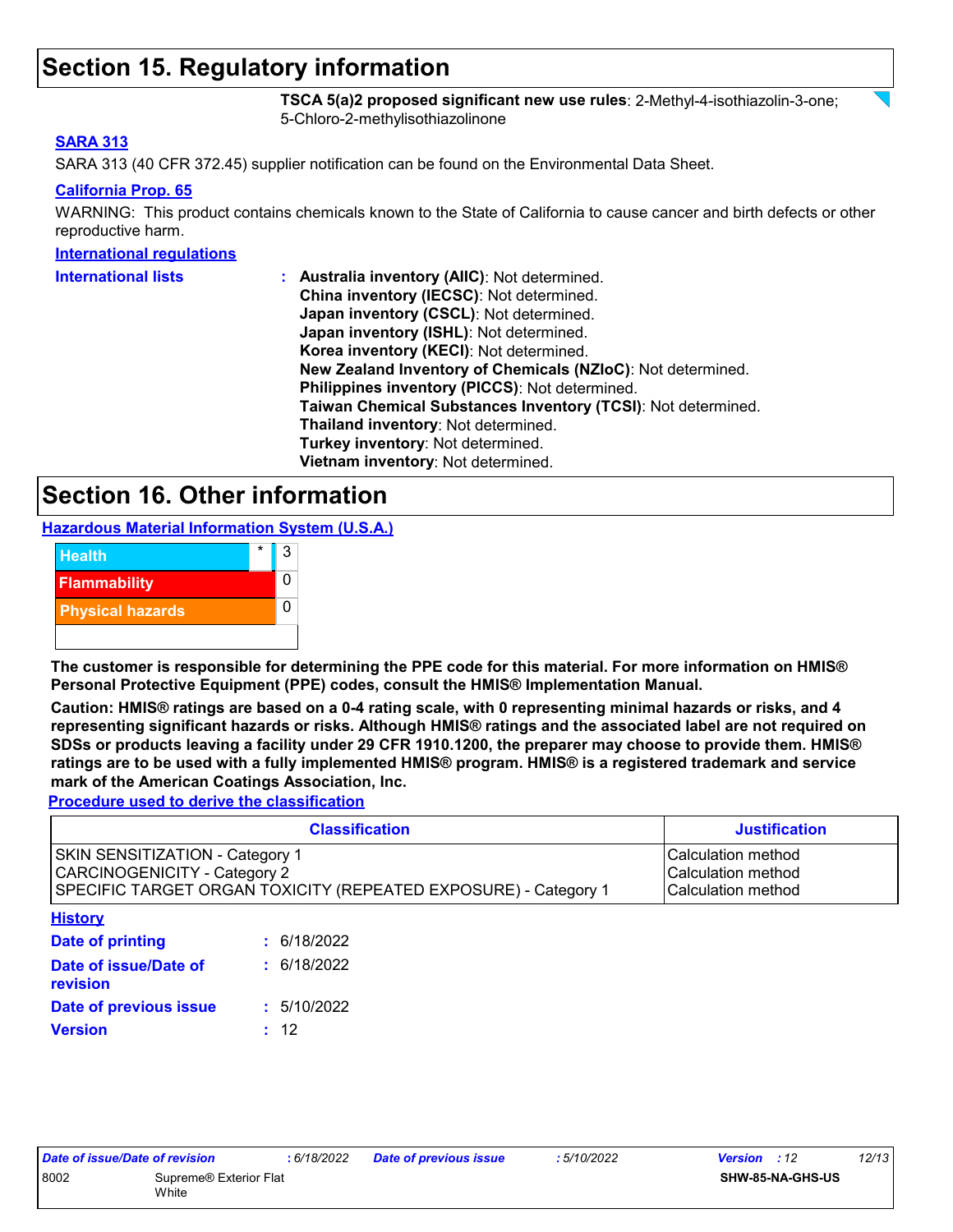## Section 15. Regulatory information

**TSCA 5(a)2 proposed significant new use rules**: 2-Methyl-4-isothiazolin-3-one; 5-Chloro-2-methylisothiazolinone

**SARA 313**

SARA 313 (40 CFR 372.45) supplier notification can be found on the Environmental Data Sheet.

**California Prop. 65**

WARNING: This product contains chemicals known to the State of California to cause cancer and birth defects or other reproductive harm.

**International regulations**

**International lists** :
- **Australia inventory (AIIC)**: Not determined.
- **China inventory (IECSC)**: Not determined.
- **Japan inventory (CSCL)**: Not determined.
- **Japan inventory (ISHL)**: Not determined.
- **Korea inventory (KECI)**: Not determined.
- **New Zealand Inventory of Chemicals (NZIoC)**: Not determined.
- **Philippines inventory (PICCS)**: Not determined.
- **Taiwan Chemical Substances Inventory (TCSI)**: Not determined.
- **Thailand inventory**: Not determined.
- **Turkey inventory**: Not determined.
- **Vietnam inventory**: Not determined.

## Section 16. Other information

**Hazardous Material Information System (U.S.A.)**

| | | |
|---|---|---|
| Health | * | 3 |
| Flammability | | 0 |
| Physical hazards | | 0 |

**The customer is responsible for determining the PPE code for this material. For more information on HMIS® Personal Protective Equipment (PPE) codes, consult the HMIS® Implementation Manual.**

**Caution: HMIS® ratings are based on a 0-4 rating scale, with 0 representing minimal hazards or risks, and 4 representing significant hazards or risks. Although HMIS® ratings and the associated label are not required on SDSs or products leaving a facility under 29 CFR 1910.1200, the preparer may choose to provide them. HMIS® ratings are to be used with a fully implemented HMIS® program. HMIS® is a registered trademark and service mark of the American Coatings Association, Inc.**

**Procedure used to derive the classification**

| Classification | Justification |
|---|---|
| SKIN SENSITIZATION - Category 1 | Calculation method |
| CARCINOGENICITY - Category 2 | Calculation method |
| SPECIFIC TARGET ORGAN TOXICITY (REPEATED EXPOSURE) - Category 1 | Calculation method |

**History**

**Date of printing** : 6/18/2022

**Date of issue/Date of revision** : 6/18/2022

**Date of previous issue** : 5/10/2022

**Version** : 12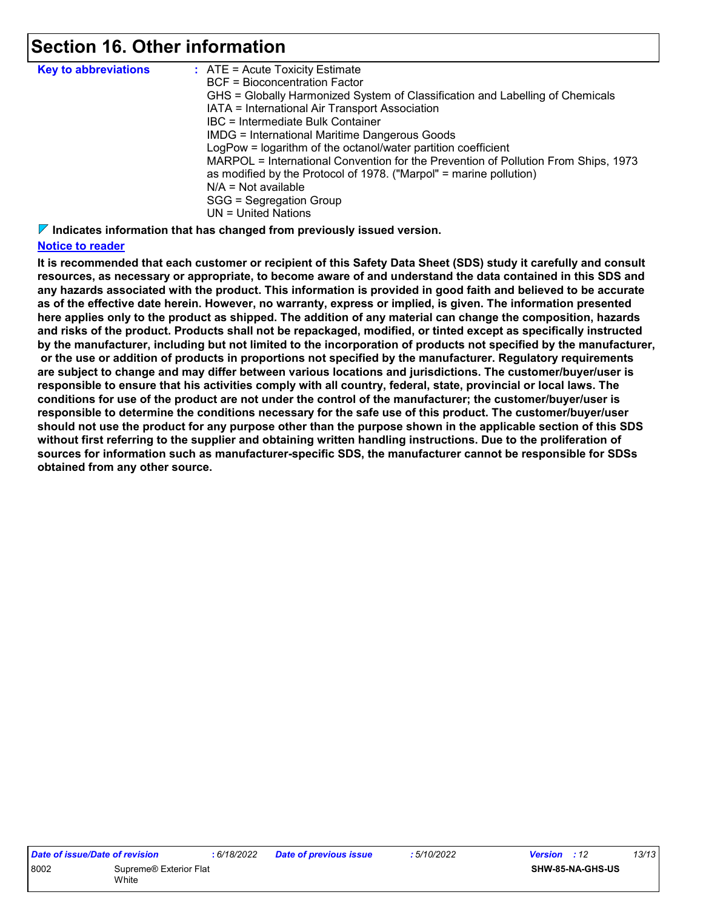# Section 16. Other information

**Key to abbreviations** : ATE = Acute Toxicity Estimate
BCF = Bioconcentration Factor
GHS = Globally Harmonized System of Classification and Labelling of Chemicals
IATA = International Air Transport Association
IBC = Intermediate Bulk Container
IMDG = International Maritime Dangerous Goods
LogPow = logarithm of the octanol/water partition coefficient
MARPOL = International Convention for the Prevention of Pollution From Ships, 1973 as modified by the Protocol of 1978. ("Marpol" = marine pollution)
N/A = Not available
SGG = Segregation Group
UN = United Nations

**Indicates information that has changed from previously issued version.**

**Notice to reader**

**It is recommended that each customer or recipient of this Safety Data Sheet (SDS) study it carefully and consult resources, as necessary or appropriate, to become aware of and understand the data contained in this SDS and any hazards associated with the product. This information is provided in good faith and believed to be accurate as of the effective date herein. However, no warranty, express or implied, is given. The information presented here applies only to the product as shipped. The addition of any material can change the composition, hazards and risks of the product. Products shall not be repackaged, modified, or tinted except as specifically instructed by the manufacturer, including but not limited to the incorporation of products not specified by the manufacturer, or the use or addition of products in proportions not specified by the manufacturer. Regulatory requirements are subject to change and may differ between various locations and jurisdictions. The customer/buyer/user is responsible to ensure that his activities comply with all country, federal, state, provincial or local laws. The conditions for use of the product are not under the control of the manufacturer; the customer/buyer/user is responsible to determine the conditions necessary for the safe use of this product. The customer/buyer/user should not use the product for any purpose other than the purpose shown in the applicable section of this SDS without first referring to the supplier and obtaining written handling instructions. Due to the proliferation of sources for information such as manufacturer-specific SDS, the manufacturer cannot be responsible for SDSs obtained from any other source.**